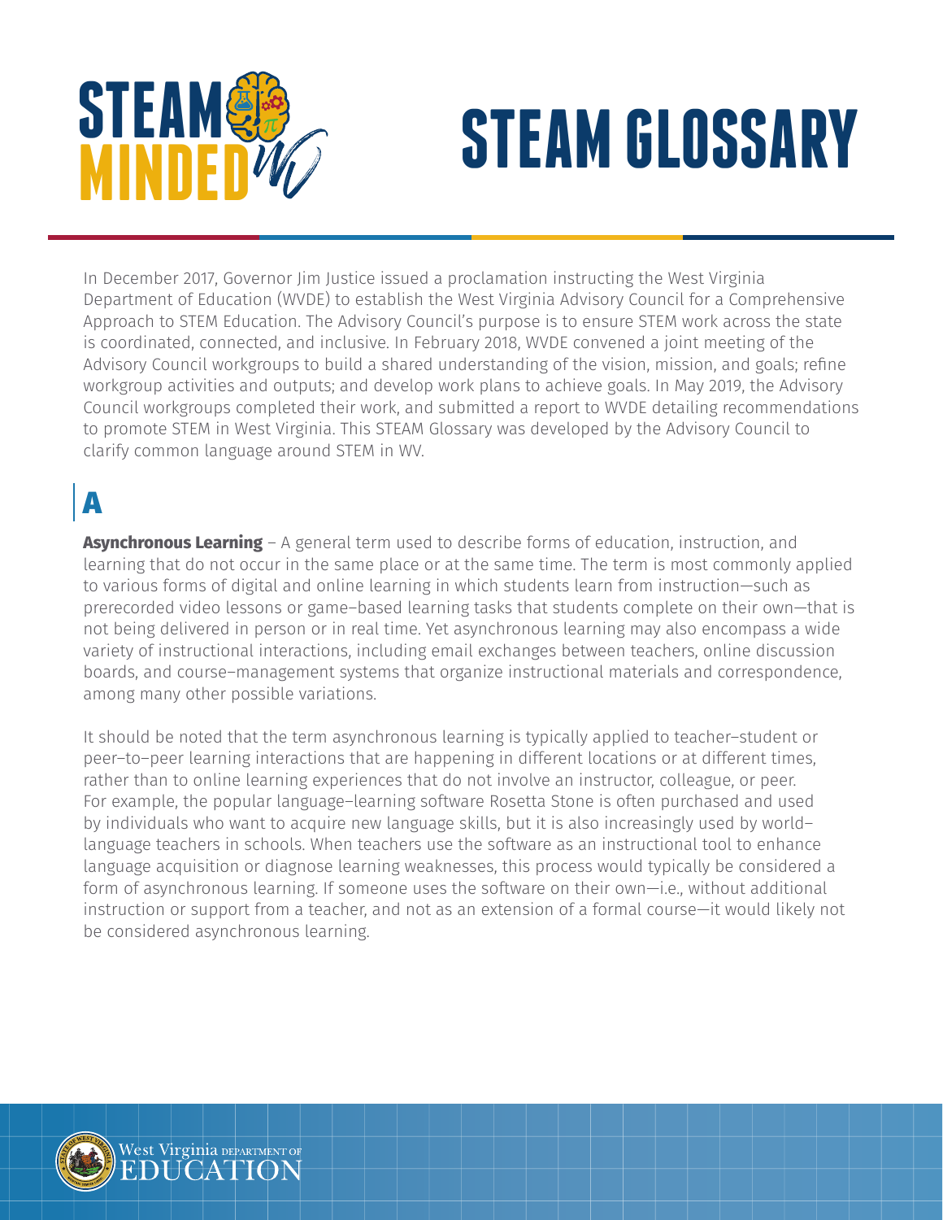# STEAM GLOSSARY

In December 2017, Governor Jim Justice issued a proclamation instructing the West Virginia Department of Education (WVDE) to establish the West Virginia Advisory Council for a Comprehensive Approach to STEM Education. The Advisory Council's purpose is to ensure STEM work across the state is coordinated, connected, and inclusive. In February 2018, WVDE convened a joint meeting of the Advisory Council workgroups to build a shared understanding of the vision, mission, and goals; refine workgroup activities and outputs; and develop work plans to achieve goals. In May 2019, the Advisory Council workgroups completed their work, and submitted a report to WVDE detailing recommendations to promote STEM in West Virginia. This STEAM Glossary was developed by the Advisory Council to clarify common language around STEM in WV.

## A

**Asynchronous Learning** – A general term used to describe forms of education, instruction, and learning that do not occur in the same place or at the same time. The term is most commonly applied to various forms of digital and online learning in which students learn from instruction—such as prerecorded video lessons or game–based learning tasks that students complete on their own—that is not being delivered in person or in real time. Yet asynchronous learning may also encompass a wide variety of instructional interactions, including email exchanges between teachers, online discussion boards, and course–management systems that organize instructional materials and correspondence, among many other possible variations.

It should be noted that the term asynchronous learning is typically applied to teacher–student or peer–to–peer learning interactions that are happening in different locations or at different times, rather than to online learning experiences that do not involve an instructor, colleague, or peer. For example, the popular language–learning software Rosetta Stone is often purchased and used by individuals who want to acquire new language skills, but it is also increasingly used by world–language teachers in schools. When teachers use the software as an instructional tool to enhance language acquisition or diagnose learning weaknesses, this process would typically be considered a form of asynchronous learning. If someone uses the software on their own—i.e., without additional instruction or support from a teacher, and not as an extension of a formal course—it would likely not be considered asynchronous learning.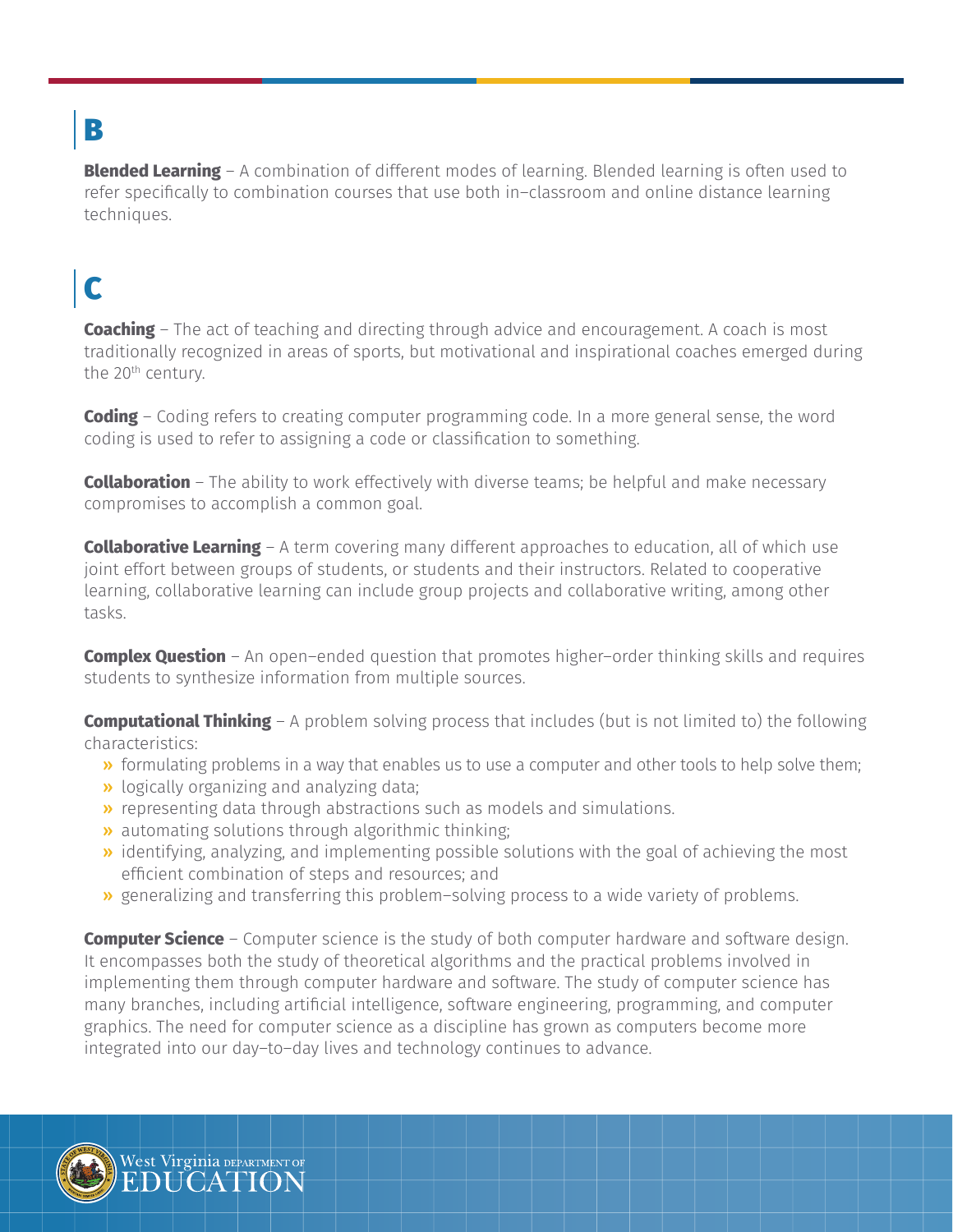# B

**Blended Learning** – A combination of different modes of learning. Blended learning is often used to refer specifically to combination courses that use both in–classroom and online distance learning techniques.

# C

**Coaching** – The act of teaching and directing through advice and encouragement. A coach is most traditionally recognized in areas of sports, but motivational and inspirational coaches emerged during the 20th century.

**Coding** – Coding refers to creating computer programming code. In a more general sense, the word coding is used to refer to assigning a code or classification to something.

**Collaboration** – The ability to work effectively with diverse teams; be helpful and make necessary compromises to accomplish a common goal.

**Collaborative Learning** – A term covering many different approaches to education, all of which use joint effort between groups of students, or students and their instructors. Related to cooperative learning, collaborative learning can include group projects and collaborative writing, among other tasks.

**Complex Question** – An open–ended question that promotes higher–order thinking skills and requires students to synthesize information from multiple sources.

**Computational Thinking** – A problem solving process that includes (but is not limited to) the following characteristics:

- formulating problems in a way that enables us to use a computer and other tools to help solve them;
- logically organizing and analyzing data;
- representing data through abstractions such as models and simulations.
- automating solutions through algorithmic thinking;
- identifying, analyzing, and implementing possible solutions with the goal of achieving the most efficient combination of steps and resources; and
- generalizing and transferring this problem–solving process to a wide variety of problems.

**Computer Science** – Computer science is the study of both computer hardware and software design. It encompasses both the study of theoretical algorithms and the practical problems involved in implementing them through computer hardware and software. The study of computer science has many branches, including artificial intelligence, software engineering, programming, and computer graphics. The need for computer science as a discipline has grown as computers become more integrated into our day–to–day lives and technology continues to advance.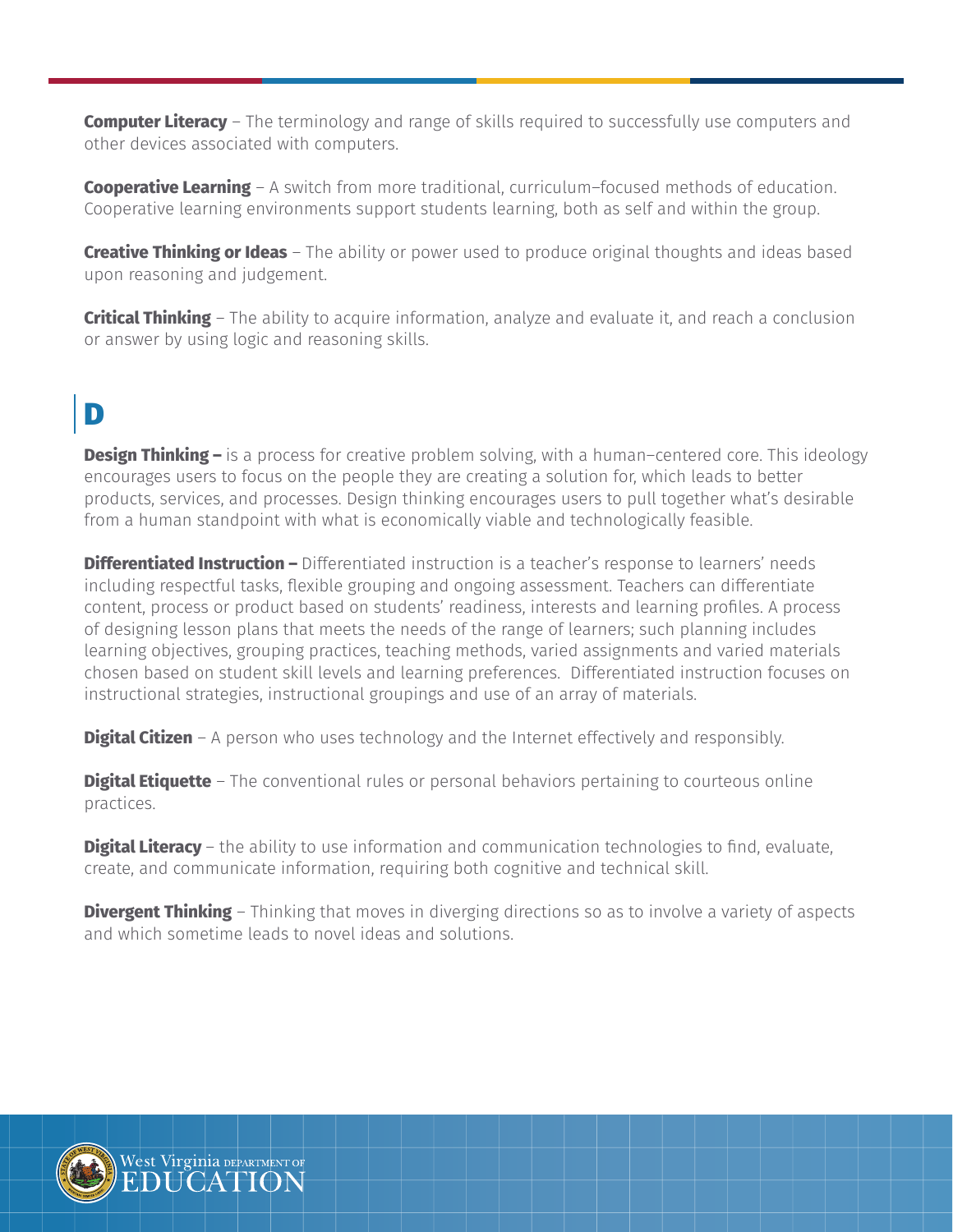**Computer Literacy** – The terminology and range of skills required to successfully use computers and other devices associated with computers.

**Cooperative Learning** – A switch from more traditional, curriculum–focused methods of education. Cooperative learning environments support students learning, both as self and within the group.

**Creative Thinking or Ideas** – The ability or power used to produce original thoughts and ideas based upon reasoning and judgement.

**Critical Thinking** – The ability to acquire information, analyze and evaluate it, and reach a conclusion or answer by using logic and reasoning skills.

## D

**Design Thinking –** is a process for creative problem solving, with a human–centered core. This ideology encourages users to focus on the people they are creating a solution for, which leads to better products, services, and processes. Design thinking encourages users to pull together what's desirable from a human standpoint with what is economically viable and technologically feasible.

**Differentiated Instruction –** Differentiated instruction is a teacher's response to learners' needs including respectful tasks, flexible grouping and ongoing assessment. Teachers can differentiate content, process or product based on students' readiness, interests and learning profiles. A process of designing lesson plans that meets the needs of the range of learners; such planning includes learning objectives, grouping practices, teaching methods, varied assignments and varied materials chosen based on student skill levels and learning preferences. Differentiated instruction focuses on instructional strategies, instructional groupings and use of an array of materials.

**Digital Citizen** – A person who uses technology and the Internet effectively and responsibly.

**Digital Etiquette** – The conventional rules or personal behaviors pertaining to courteous online practices.

**Digital Literacy** – the ability to use information and communication technologies to find, evaluate, create, and communicate information, requiring both cognitive and technical skill.

**Divergent Thinking** – Thinking that moves in diverging directions so as to involve a variety of aspects and which sometime leads to novel ideas and solutions.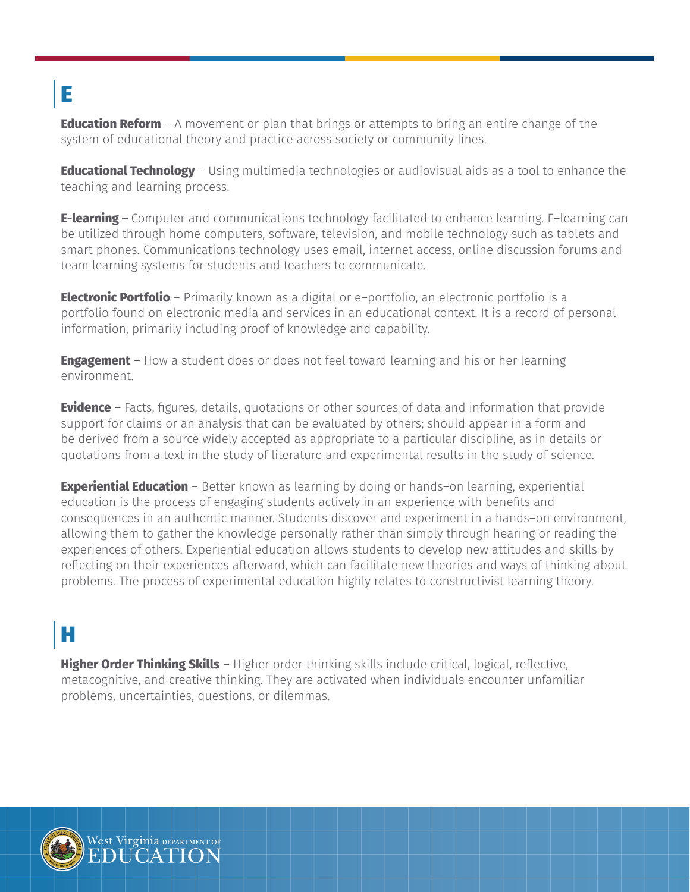# E

**Education Reform** – A movement or plan that brings or attempts to bring an entire change of the system of educational theory and practice across society or community lines.

**Educational Technology** – Using multimedia technologies or audiovisual aids as a tool to enhance the teaching and learning process.

**E-learning –** Computer and communications technology facilitated to enhance learning. E–learning can be utilized through home computers, software, television, and mobile technology such as tablets and smart phones. Communications technology uses email, internet access, online discussion forums and team learning systems for students and teachers to communicate.

**Electronic Portfolio** – Primarily known as a digital or e–portfolio, an electronic portfolio is a portfolio found on electronic media and services in an educational context. It is a record of personal information, primarily including proof of knowledge and capability.

**Engagement** – How a student does or does not feel toward learning and his or her learning environment.

**Evidence** – Facts, figures, details, quotations or other sources of data and information that provide support for claims or an analysis that can be evaluated by others; should appear in a form and be derived from a source widely accepted as appropriate to a particular discipline, as in details or quotations from a text in the study of literature and experimental results in the study of science.

**Experiential Education** – Better known as learning by doing or hands–on learning, experiential education is the process of engaging students actively in an experience with benefits and consequences in an authentic manner. Students discover and experiment in a hands–on environment, allowing them to gather the knowledge personally rather than simply through hearing or reading the experiences of others. Experiential education allows students to develop new attitudes and skills by reflecting on their experiences afterward, which can facilitate new theories and ways of thinking about problems. The process of experimental education highly relates to constructivist learning theory.

# H

**Higher Order Thinking Skills** – Higher order thinking skills include critical, logical, reflective, metacognitive, and creative thinking. They are activated when individuals encounter unfamiliar problems, uncertainties, questions, or dilemmas.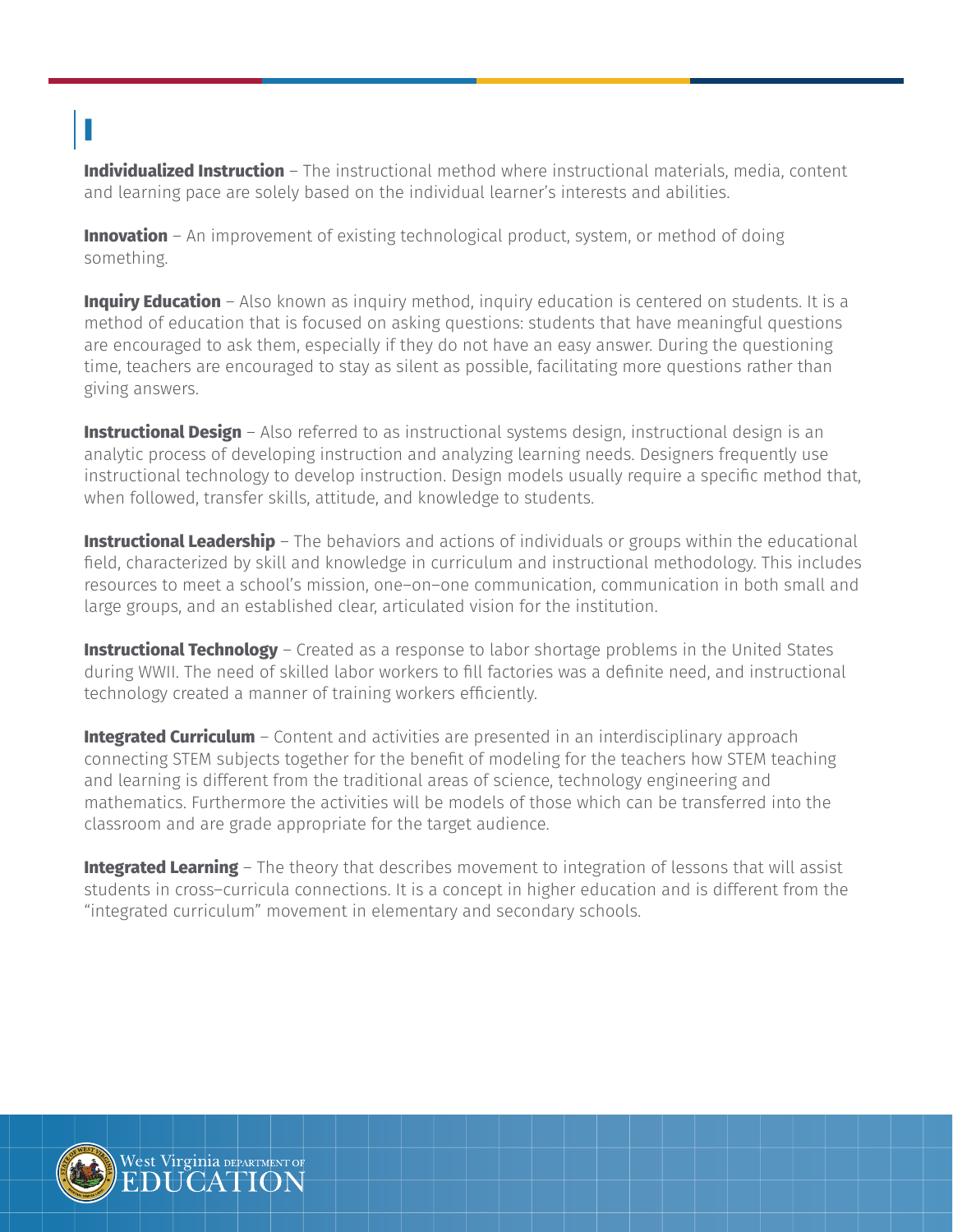# I

**Individualized Instruction** – The instructional method where instructional materials, media, content and learning pace are solely based on the individual learner's interests and abilities.

**Innovation** – An improvement of existing technological product, system, or method of doing something.

**Inquiry Education** – Also known as inquiry method, inquiry education is centered on students. It is a method of education that is focused on asking questions: students that have meaningful questions are encouraged to ask them, especially if they do not have an easy answer. During the questioning time, teachers are encouraged to stay as silent as possible, facilitating more questions rather than giving answers.

**Instructional Design** – Also referred to as instructional systems design, instructional design is an analytic process of developing instruction and analyzing learning needs. Designers frequently use instructional technology to develop instruction. Design models usually require a specific method that, when followed, transfer skills, attitude, and knowledge to students.

**Instructional Leadership** – The behaviors and actions of individuals or groups within the educational field, characterized by skill and knowledge in curriculum and instructional methodology. This includes resources to meet a school's mission, one–on–one communication, communication in both small and large groups, and an established clear, articulated vision for the institution.

**Instructional Technology** – Created as a response to labor shortage problems in the United States during WWII. The need of skilled labor workers to fill factories was a definite need, and instructional technology created a manner of training workers efficiently.

**Integrated Curriculum** – Content and activities are presented in an interdisciplinary approach connecting STEM subjects together for the benefit of modeling for the teachers how STEM teaching and learning is different from the traditional areas of science, technology engineering and mathematics. Furthermore the activities will be models of those which can be transferred into the classroom and are grade appropriate for the target audience.

**Integrated Learning** – The theory that describes movement to integration of lessons that will assist students in cross–curricula connections. It is a concept in higher education and is different from the "integrated curriculum" movement in elementary and secondary schools.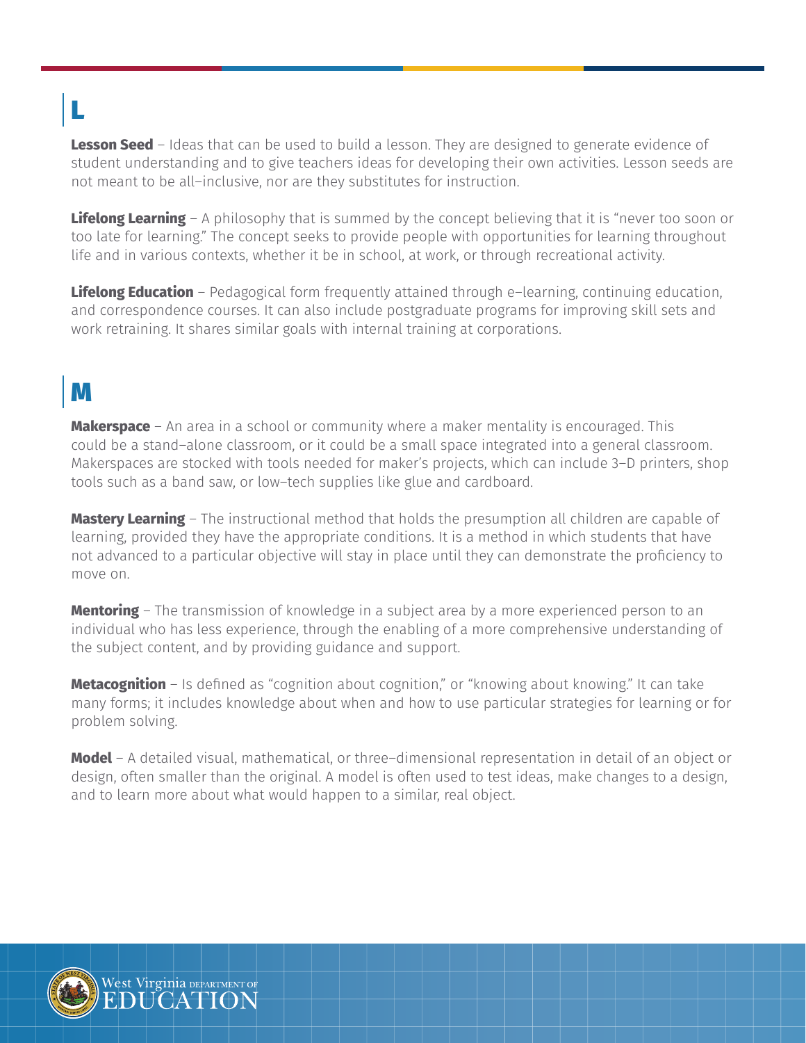## L

**Lesson Seed** – Ideas that can be used to build a lesson. They are designed to generate evidence of student understanding and to give teachers ideas for developing their own activities. Lesson seeds are not meant to be all–inclusive, nor are they substitutes for instruction.

**Lifelong Learning** – A philosophy that is summed by the concept believing that it is "never too soon or too late for learning." The concept seeks to provide people with opportunities for learning throughout life and in various contexts, whether it be in school, at work, or through recreational activity.

**Lifelong Education** – Pedagogical form frequently attained through e–learning, continuing education, and correspondence courses. It can also include postgraduate programs for improving skill sets and work retraining. It shares similar goals with internal training at corporations.

## M

**Makerspace** – An area in a school or community where a maker mentality is encouraged. This could be a stand–alone classroom, or it could be a small space integrated into a general classroom. Makerspaces are stocked with tools needed for maker's projects, which can include 3–D printers, shop tools such as a band saw, or low–tech supplies like glue and cardboard.

**Mastery Learning** – The instructional method that holds the presumption all children are capable of learning, provided they have the appropriate conditions. It is a method in which students that have not advanced to a particular objective will stay in place until they can demonstrate the proficiency to move on.

**Mentoring** – The transmission of knowledge in a subject area by a more experienced person to an individual who has less experience, through the enabling of a more comprehensive understanding of the subject content, and by providing guidance and support.

**Metacognition** – Is defined as "cognition about cognition," or "knowing about knowing." It can take many forms; it includes knowledge about when and how to use particular strategies for learning or for problem solving.

**Model** – A detailed visual, mathematical, or three–dimensional representation in detail of an object or design, often smaller than the original. A model is often used to test ideas, make changes to a design, and to learn more about what would happen to a similar, real object.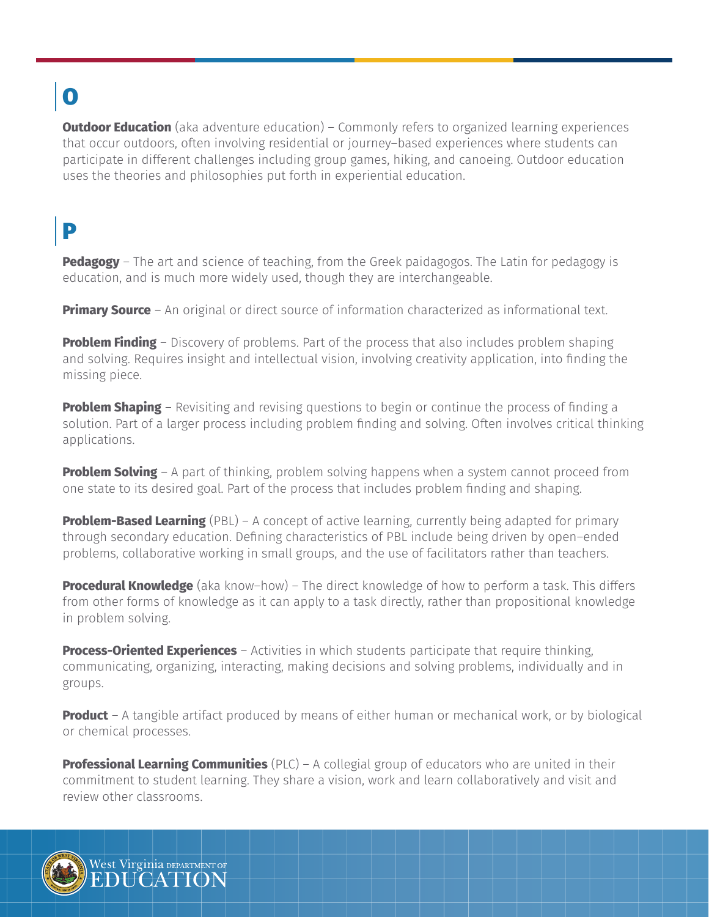# O

**Outdoor Education** (aka adventure education) – Commonly refers to organized learning experiences that occur outdoors, often involving residential or journey–based experiences where students can participate in different challenges including group games, hiking, and canoeing. Outdoor education uses the theories and philosophies put forth in experiential education.

# P

**Pedagogy** – The art and science of teaching, from the Greek paidagogos. The Latin for pedagogy is education, and is much more widely used, though they are interchangeable.

**Primary Source** – An original or direct source of information characterized as informational text.

**Problem Finding** – Discovery of problems. Part of the process that also includes problem shaping and solving. Requires insight and intellectual vision, involving creativity application, into finding the missing piece.

**Problem Shaping** – Revisiting and revising questions to begin or continue the process of finding a solution. Part of a larger process including problem finding and solving. Often involves critical thinking applications.

**Problem Solving** – A part of thinking, problem solving happens when a system cannot proceed from one state to its desired goal. Part of the process that includes problem finding and shaping.

**Problem-Based Learning** (PBL) – A concept of active learning, currently being adapted for primary through secondary education. Defining characteristics of PBL include being driven by open–ended problems, collaborative working in small groups, and the use of facilitators rather than teachers.

**Procedural Knowledge** (aka know–how) – The direct knowledge of how to perform a task. This differs from other forms of knowledge as it can apply to a task directly, rather than propositional knowledge in problem solving.

**Process-Oriented Experiences** – Activities in which students participate that require thinking, communicating, organizing, interacting, making decisions and solving problems, individually and in groups.

**Product** – A tangible artifact produced by means of either human or mechanical work, or by biological or chemical processes.

**Professional Learning Communities** (PLC) – A collegial group of educators who are united in their commitment to student learning. They share a vision, work and learn collaboratively and visit and review other classrooms.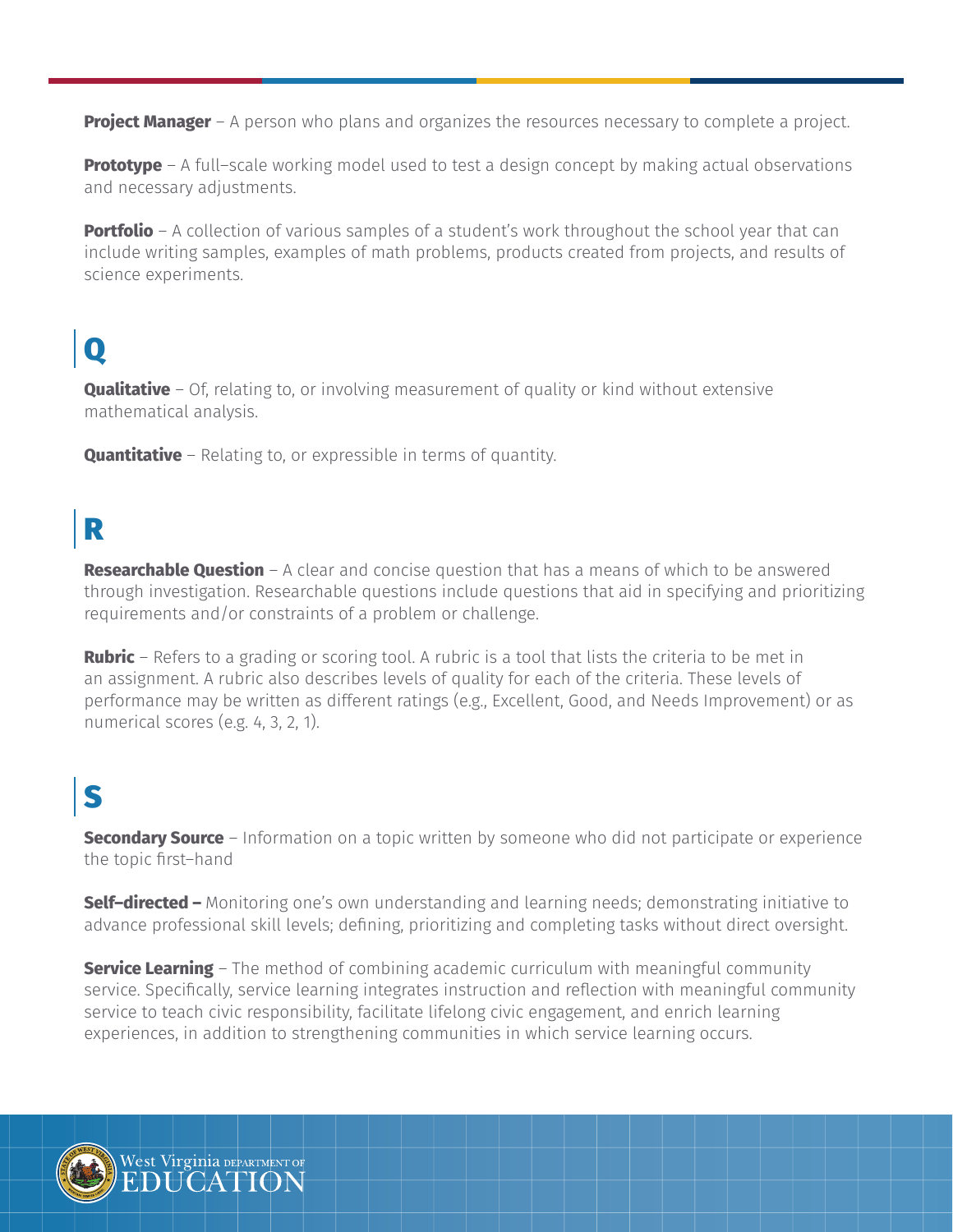**Project Manager** – A person who plans and organizes the resources necessary to complete a project.

**Prototype** – A full–scale working model used to test a design concept by making actual observations and necessary adjustments.

**Portfolio** – A collection of various samples of a student's work throughout the school year that can include writing samples, examples of math problems, products created from projects, and results of science experiments.

# Q

**Qualitative** – Of, relating to, or involving measurement of quality or kind without extensive mathematical analysis.

**Quantitative** – Relating to, or expressible in terms of quantity.

# R

**Researchable Question** – A clear and concise question that has a means of which to be answered through investigation. Researchable questions include questions that aid in specifying and prioritizing requirements and/or constraints of a problem or challenge.

**Rubric** – Refers to a grading or scoring tool. A rubric is a tool that lists the criteria to be met in an assignment. A rubric also describes levels of quality for each of the criteria. These levels of performance may be written as different ratings (e.g., Excellent, Good, and Needs Improvement) or as numerical scores (e.g. 4, 3, 2, 1).

# S

**Secondary Source** – Information on a topic written by someone who did not participate or experience the topic first–hand

**Self–directed –** Monitoring one's own understanding and learning needs; demonstrating initiative to advance professional skill levels; defining, prioritizing and completing tasks without direct oversight.

**Service Learning** – The method of combining academic curriculum with meaningful community service. Specifically, service learning integrates instruction and reflection with meaningful community service to teach civic responsibility, facilitate lifelong civic engagement, and enrich learning experiences, in addition to strengthening communities in which service learning occurs.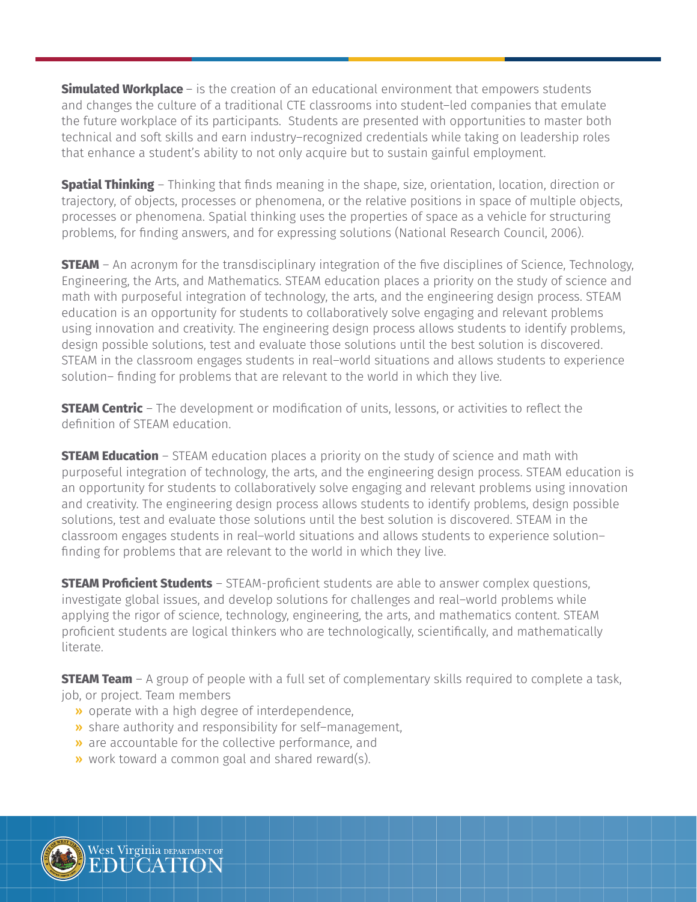**Simulated Workplace** – is the creation of an educational environment that empowers students and changes the culture of a traditional CTE classrooms into student–led companies that emulate the future workplace of its participants. Students are presented with opportunities to master both technical and soft skills and earn industry–recognized credentials while taking on leadership roles that enhance a student's ability to not only acquire but to sustain gainful employment.

**Spatial Thinking** – Thinking that finds meaning in the shape, size, orientation, location, direction or trajectory, of objects, processes or phenomena, or the relative positions in space of multiple objects, processes or phenomena. Spatial thinking uses the properties of space as a vehicle for structuring problems, for finding answers, and for expressing solutions (National Research Council, 2006).

**STEAM** – An acronym for the transdisciplinary integration of the five disciplines of Science, Technology, Engineering, the Arts, and Mathematics. STEAM education places a priority on the study of science and math with purposeful integration of technology, the arts, and the engineering design process. STEAM education is an opportunity for students to collaboratively solve engaging and relevant problems using innovation and creativity. The engineering design process allows students to identify problems, design possible solutions, test and evaluate those solutions until the best solution is discovered. STEAM in the classroom engages students in real–world situations and allows students to experience solution– finding for problems that are relevant to the world in which they live.

**STEAM Centric** – The development or modification of units, lessons, or activities to reflect the definition of STEAM education.

**STEAM Education** – STEAM education places a priority on the study of science and math with purposeful integration of technology, the arts, and the engineering design process. STEAM education is an opportunity for students to collaboratively solve engaging and relevant problems using innovation and creativity. The engineering design process allows students to identify problems, design possible solutions, test and evaluate those solutions until the best solution is discovered. STEAM in the classroom engages students in real–world situations and allows students to experience solution–finding for problems that are relevant to the world in which they live.

**STEAM Proficient Students** – STEAM-proficient students are able to answer complex questions, investigate global issues, and develop solutions for challenges and real–world problems while applying the rigor of science, technology, engineering, the arts, and mathematics content. STEAM proficient students are logical thinkers who are technologically, scientifically, and mathematically literate.

**STEAM Team** – A group of people with a full set of complementary skills required to complete a task, job, or project. Team members

- operate with a high degree of interdependence,
- share authority and responsibility for self–management,
- are accountable for the collective performance, and
- work toward a common goal and shared reward(s).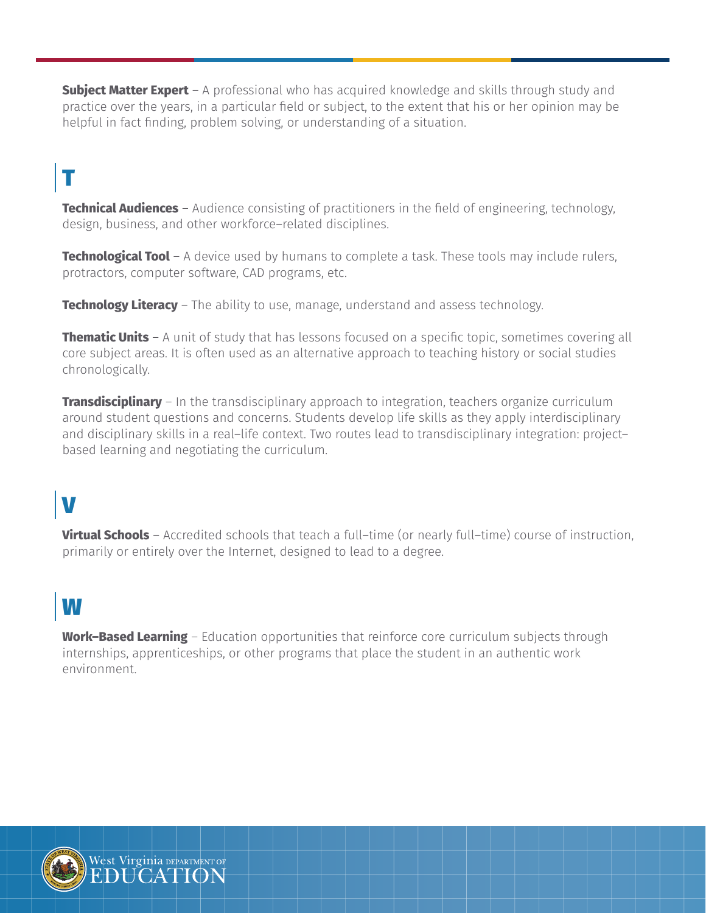**Subject Matter Expert** – A professional who has acquired knowledge and skills through study and practice over the years, in a particular field or subject, to the extent that his or her opinion may be helpful in fact finding, problem solving, or understanding of a situation.

# T

**Technical Audiences** – Audience consisting of practitioners in the field of engineering, technology, design, business, and other workforce–related disciplines.

**Technological Tool** – A device used by humans to complete a task. These tools may include rulers, protractors, computer software, CAD programs, etc.

**Technology Literacy** – The ability to use, manage, understand and assess technology.

**Thematic Units** – A unit of study that has lessons focused on a specific topic, sometimes covering all core subject areas. It is often used as an alternative approach to teaching history or social studies chronologically.

**Transdisciplinary** – In the transdisciplinary approach to integration, teachers organize curriculum around student questions and concerns. Students develop life skills as they apply interdisciplinary and disciplinary skills in a real–life context. Two routes lead to transdisciplinary integration: project–based learning and negotiating the curriculum.

# V

**Virtual Schools** – Accredited schools that teach a full–time (or nearly full–time) course of instruction, primarily or entirely over the Internet, designed to lead to a degree.

# W

**Work–Based Learning** – Education opportunities that reinforce core curriculum subjects through internships, apprenticeships, or other programs that place the student in an authentic work environment.